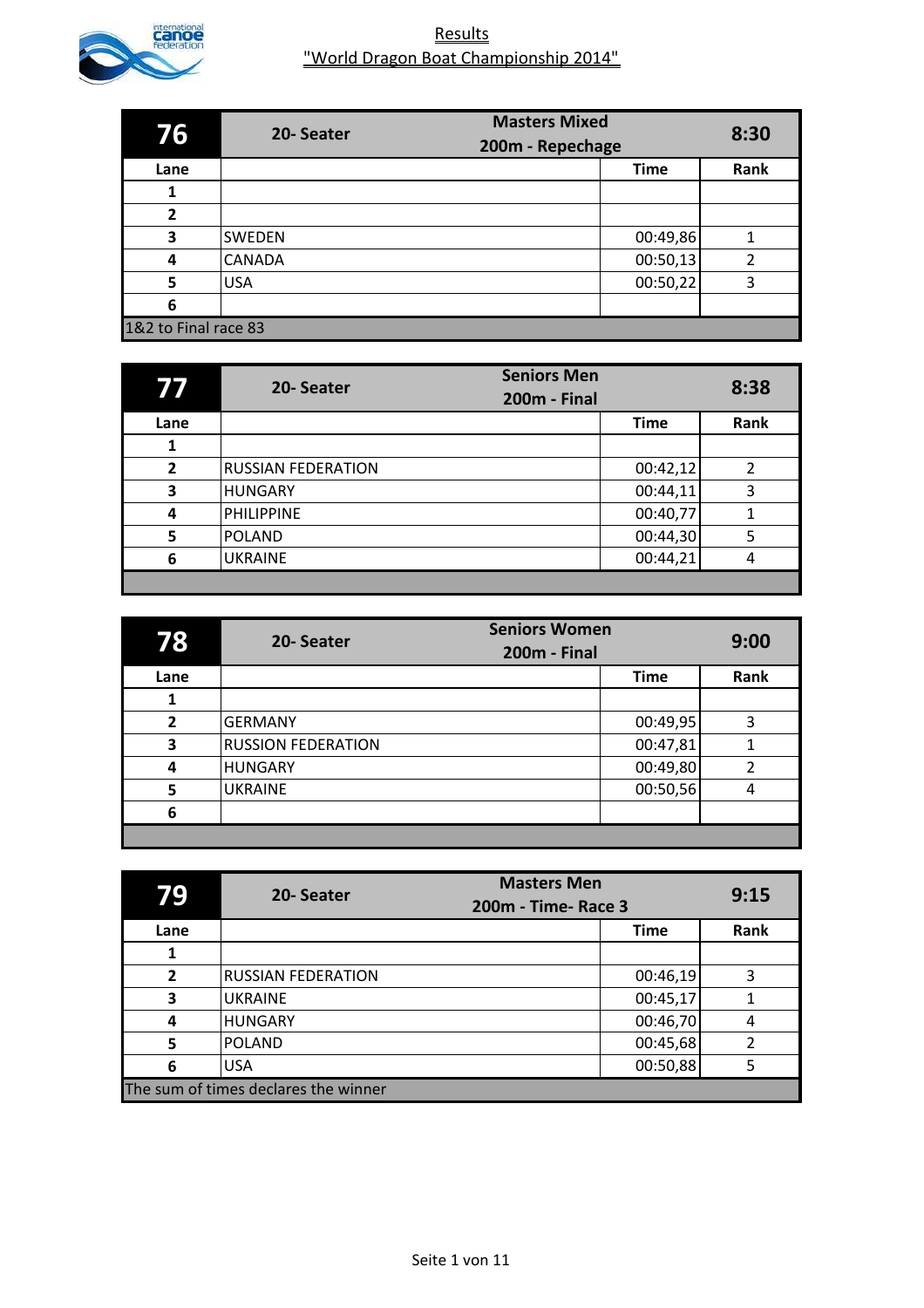# Results

## "World Dragon Boat Championship 2014"

| 76 | 20- Seater | Masters Mixed 200m - Repechage | 8:30 |
|---|---|---|---|
| Lane | | Time | Rank |
| 1 | | | |
| 2 | | | |
| 3 | SWEDEN | 00:49,86 | 1 |
| 4 | CANADA | 00:50,13 | 2 |
| 5 | USA | 00:50,22 | 3 |
| 6 | | | |
| 1&2 to Final race 83 | | | |

| 77 | 20- Seater | Seniors Men 200m - Final | 8:38 |
|---|---|---|---|
| Lane | | Time | Rank |
| 1 | | | |
| 2 | RUSSIAN FEDERATION | 00:42,12 | 2 |
| 3 | HUNGARY | 00:44,11 | 3 |
| 4 | PHILIPPINE | 00:40,77 | 1 |
| 5 | POLAND | 00:44,30 | 5 |
| 6 | UKRAINE | 00:44,21 | 4 |

| 78 | 20- Seater | Seniors Women 200m - Final | 9:00 |
|---|---|---|---|
| Lane | | Time | Rank |
| 1 | | | |
| 2 | GERMANY | 00:49,95 | 3 |
| 3 | RUSSION FEDERATION | 00:47,81 | 1 |
| 4 | HUNGARY | 00:49,80 | 2 |
| 5 | UKRAINE | 00:50,56 | 4 |
| 6 | | | |

| 79 | 20- Seater | Masters Men 200m - Time- Race 3 | 9:15 |
|---|---|---|---|
| Lane | | Time | Rank |
| 1 | | | |
| 2 | RUSSIAN FEDERATION | 00:46,19 | 3 |
| 3 | UKRAINE | 00:45,17 | 1 |
| 4 | HUNGARY | 00:46,70 | 4 |
| 5 | POLAND | 00:45,68 | 2 |
| 6 | USA | 00:50,88 | 5 |
| The sum of times declares the winner | | | |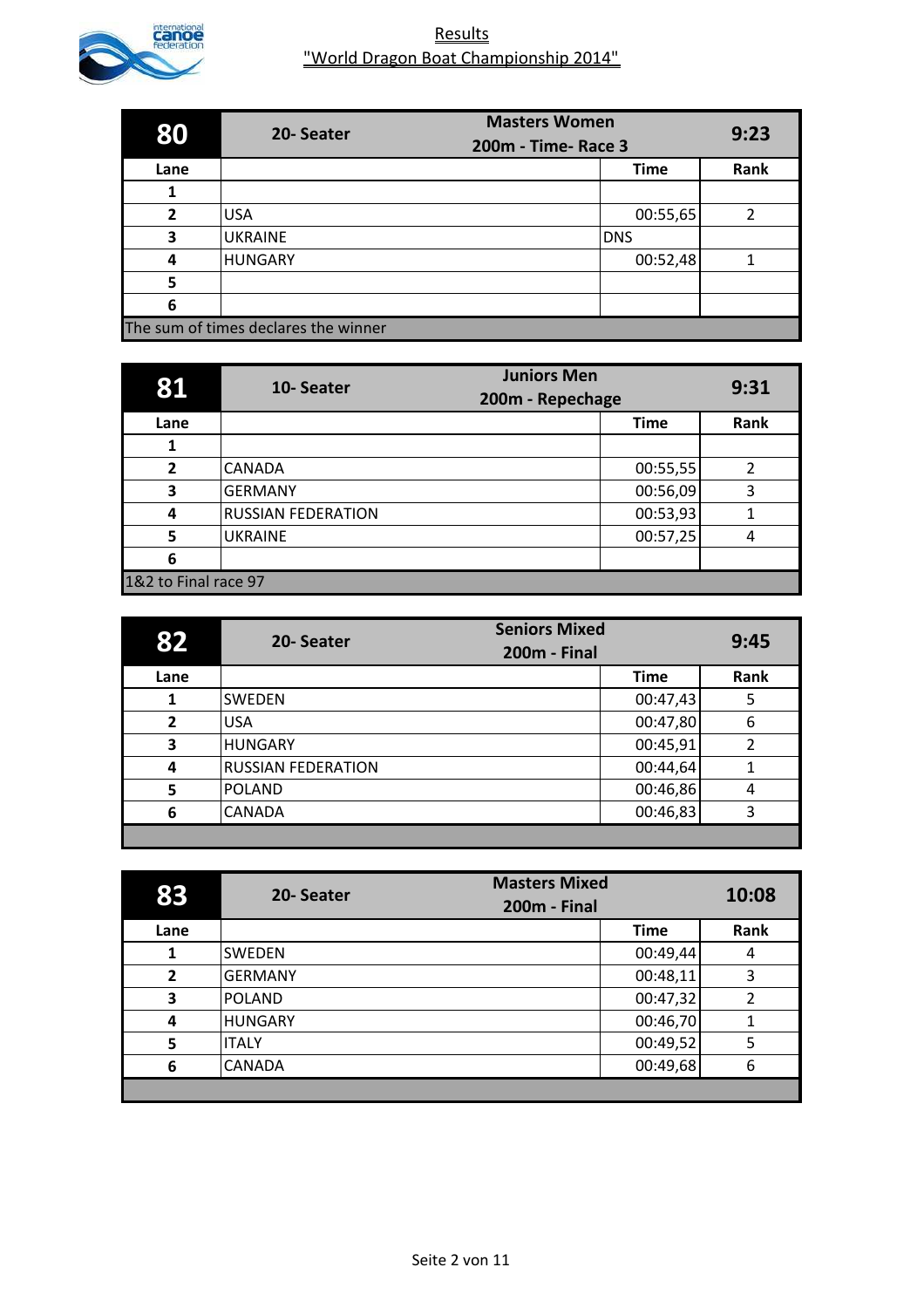Results

"World Dragon Boat Championship 2014"

| 80 | 20- Seater | Masters Women 200m - Time- Race 3 | 9:23 |
|---|---|---|---|
| Lane | | Time | Rank |
| 1 | | | |
| 2 | USA | 00:55,65 | 2 |
| 3 | UKRAINE | DNS | |
| 4 | HUNGARY | 00:52,48 | 1 |
| 5 | | | |
| 6 | | | |
| The sum of times declares the winner | | | |

| 81 | 10- Seater | Juniors Men 200m - Repechage | 9:31 |
|---|---|---|---|
| Lane | | Time | Rank |
| 1 | | | |
| 2 | CANADA | 00:55,55 | 2 |
| 3 | GERMANY | 00:56,09 | 3 |
| 4 | RUSSIAN FEDERATION | 00:53,93 | 1 |
| 5 | UKRAINE | 00:57,25 | 4 |
| 6 | | | |
| 1&2 to Final race 97 | | | |

| 82 | 20- Seater | Seniors Mixed 200m - Final | 9:45 |
|---|---|---|---|
| Lane | | Time | Rank |
| 1 | SWEDEN | 00:47,43 | 5 |
| 2 | USA | 00:47,80 | 6 |
| 3 | HUNGARY | 00:45,91 | 2 |
| 4 | RUSSIAN FEDERATION | 00:44,64 | 1 |
| 5 | POLAND | 00:46,86 | 4 |
| 6 | CANADA | 00:46,83 | 3 |

| 83 | 20- Seater | Masters Mixed 200m - Final | 10:08 |
|---|---|---|---|
| Lane | | Time | Rank |
| 1 | SWEDEN | 00:49,44 | 4 |
| 2 | GERMANY | 00:48,11 | 3 |
| 3 | POLAND | 00:47,32 | 2 |
| 4 | HUNGARY | 00:46,70 | 1 |
| 5 | ITALY | 00:49,52 | 5 |
| 6 | CANADA | 00:49,68 | 6 |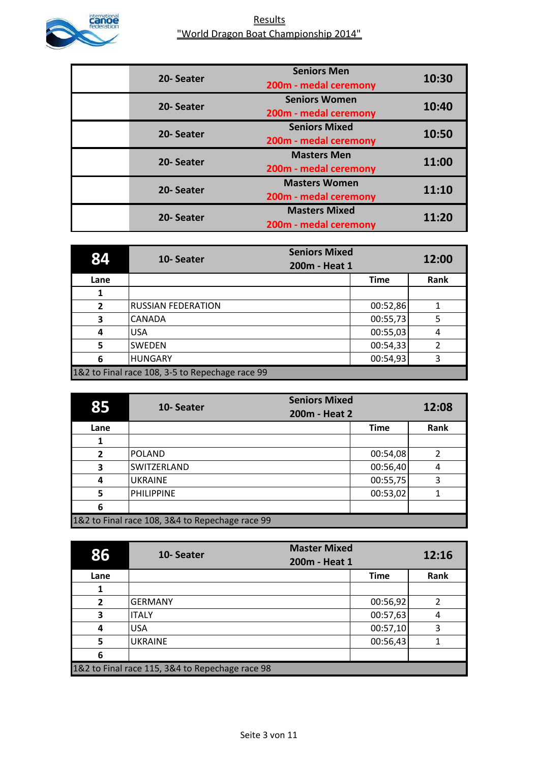## Results
## "World Dragon Boat Championship 2014"

| | | | |
|---|---|---|---|
| | 20- Seater | Seniors Men<br>200m - medal ceremony | 10:30 |
| | 20- Seater | Seniors Women<br>200m - medal ceremony | 10:40 |
| | 20- Seater | Seniors Mixed<br>200m - medal ceremony | 10:50 |
| | 20- Seater | Masters Men<br>200m - medal ceremony | 11:00 |
| | 20- Seater | Masters Women<br>200m - medal ceremony | 11:10 |
| | 20- Seater | Masters Mixed<br>200m - medal ceremony | 11:20 |

| 84 | 10- Seater | Seniors Mixed<br>200m - Heat 1 | 12:00 |
|---|---|---|---|
| **Lane** | | **Time** | **Rank** |
| 1 | | | |
| 2 | RUSSIAN FEDERATION | 00:52,86 | 1 |
| 3 | CANADA | 00:55,73 | 5 |
| 4 | USA | 00:55,03 | 4 |
| 5 | SWEDEN | 00:54,33 | 2 |
| 6 | HUNGARY | 00:54,93 | 3 |
| 1&2 to Final race 108, 3-5 to Repechage race 99 | | | |

| 85 | 10- Seater | Seniors Mixed<br>200m - Heat 2 | 12:08 |
|---|---|---|---|
| **Lane** | | **Time** | **Rank** |
| 1 | | | |
| 2 | POLAND | 00:54,08 | 2 |
| 3 | SWITZERLAND | 00:56,40 | 4 |
| 4 | UKRAINE | 00:55,75 | 3 |
| 5 | PHILIPPINE | 00:53,02 | 1 |
| 6 | | | |
| 1&2 to Final race 108, 3&4 to Repechage race 99 | | | |

| 86 | 10- Seater | Master Mixed<br>200m - Heat 1 | 12:16 |
|---|---|---|---|
| **Lane** | | **Time** | **Rank** |
| 1 | | | |
| 2 | GERMANY | 00:56,92 | 2 |
| 3 | ITALY | 00:57,63 | 4 |
| 4 | USA | 00:57,10 | 3 |
| 5 | UKRAINE | 00:56,43 | 1 |
| 6 | | | |
| 1&2 to Final race 115, 3&4 to Repechage race 98 | | | |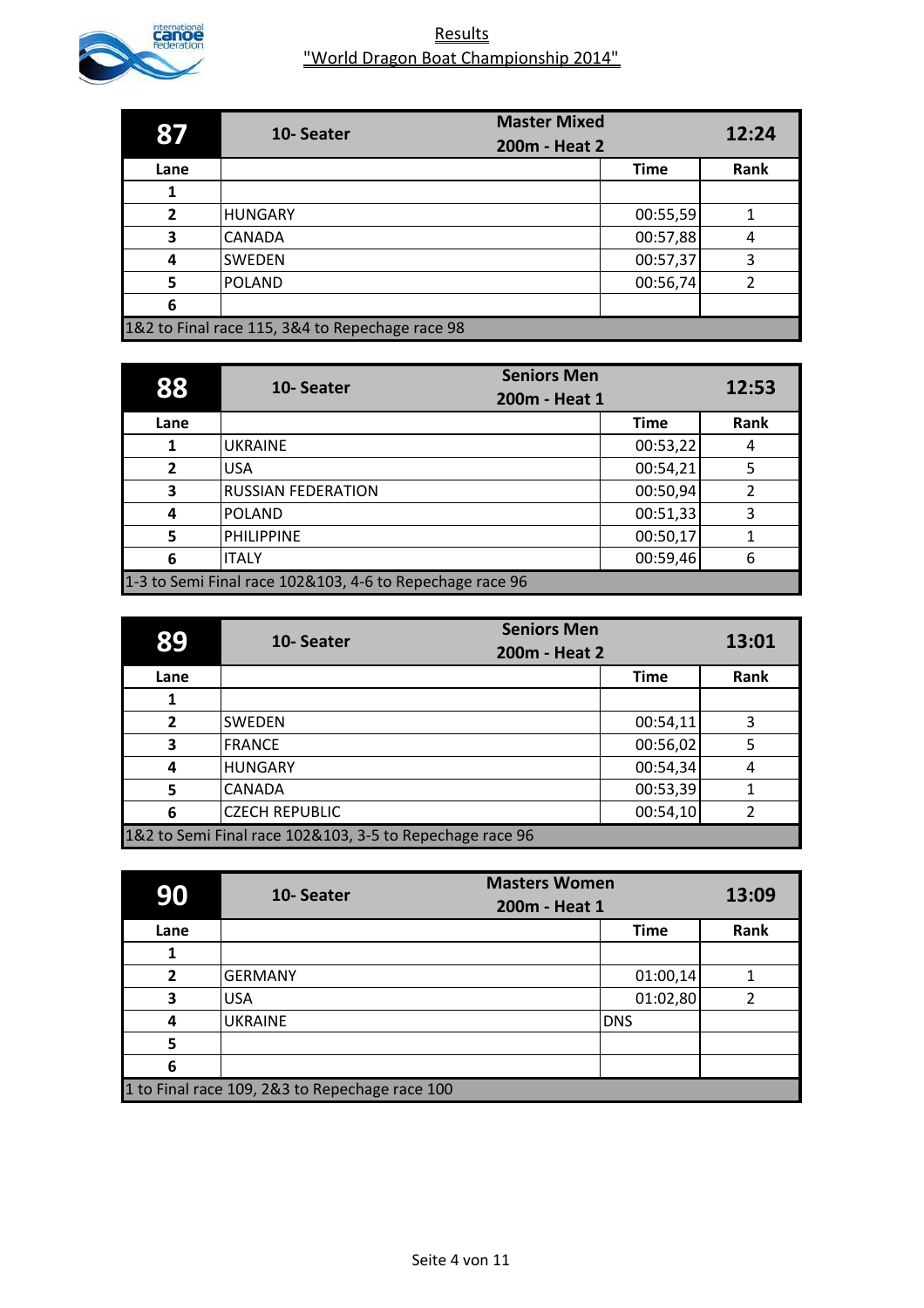Results

"World Dragon Boat Championship 2014"

| 87 | 10- Seater | Master Mixed 200m - Heat 2 | 12:24 |
|---|---|---|---|
| Lane | | Time | Rank |
| 1 | | | |
| 2 | HUNGARY | 00:55,59 | 1 |
| 3 | CANADA | 00:57,88 | 4 |
| 4 | SWEDEN | 00:57,37 | 3 |
| 5 | POLAND | 00:56,74 | 2 |
| 6 | | | |
| 1&2 to Final race 115, 3&4 to Repechage race 98 | | | |

| 88 | 10- Seater | Seniors Men 200m - Heat 1 | 12:53 |
|---|---|---|---|
| Lane | | Time | Rank |
| 1 | UKRAINE | 00:53,22 | 4 |
| 2 | USA | 00:54,21 | 5 |
| 3 | RUSSIAN FEDERATION | 00:50,94 | 2 |
| 4 | POLAND | 00:51,33 | 3 |
| 5 | PHILIPPINE | 00:50,17 | 1 |
| 6 | ITALY | 00:59,46 | 6 |
| 1-3 to Semi Final race 102&103, 4-6 to Repechage race 96 | | | |

| 89 | 10- Seater | Seniors Men 200m - Heat 2 | 13:01 |
|---|---|---|---|
| Lane | | Time | Rank |
| 1 | | | |
| 2 | SWEDEN | 00:54,11 | 3 |
| 3 | FRANCE | 00:56,02 | 5 |
| 4 | HUNGARY | 00:54,34 | 4 |
| 5 | CANADA | 00:53,39 | 1 |
| 6 | CZECH REPUBLIC | 00:54,10 | 2 |
| 1&2 to Semi Final race 102&103, 3-5 to Repechage race 96 | | | |

| 90 | 10- Seater | Masters Women 200m - Heat 1 | 13:09 |
|---|---|---|---|
| Lane | | Time | Rank |
| 1 | | | |
| 2 | GERMANY | 01:00,14 | 1 |
| 3 | USA | 01:02,80 | 2 |
| 4 | UKRAINE | DNS | |
| 5 | | | |
| 6 | | | |
| 1 to Final race 109, 2&3 to Repechage race 100 | | | |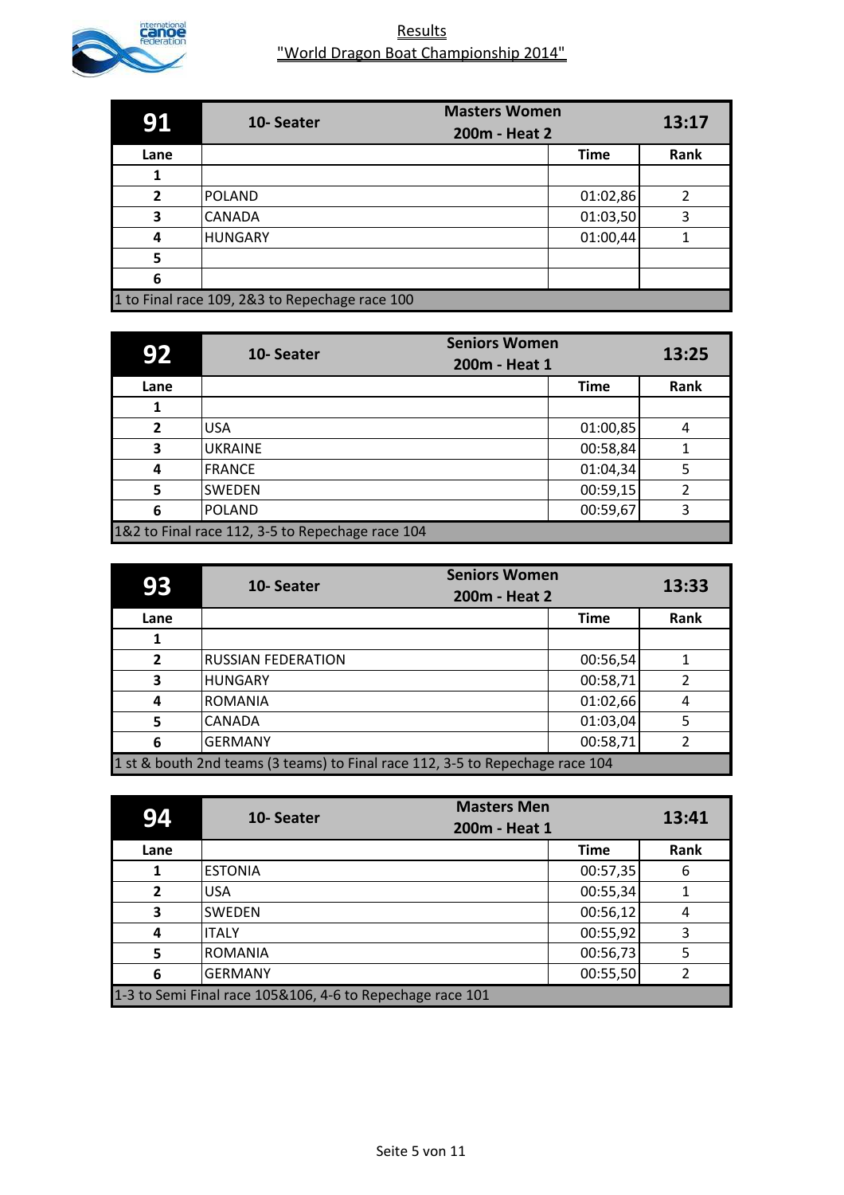# Results

## "World Dragon Boat Championship 2014"

| 91 | 10- Seater | Masters Women 200m - Heat 2 | 13:17 |
|---|---|---|---|
| **Lane** | | **Time** | **Rank** |
| 1 | | | |
| 2 | POLAND | 01:02,86 | 2 |
| 3 | CANADA | 01:03,50 | 3 |
| 4 | HUNGARY | 01:00,44 | 1 |
| 5 | | | |
| 6 | | | |
| 1 to Final race 109, 2&3 to Repechage race 100 | | | |

| 92 | 10- Seater | Seniors Women 200m - Heat 1 | 13:25 |
|---|---|---|---|
| **Lane** | | **Time** | **Rank** |
| 1 | | | |
| 2 | USA | 01:00,85 | 4 |
| 3 | UKRAINE | 00:58,84 | 1 |
| 4 | FRANCE | 01:04,34 | 5 |
| 5 | SWEDEN | 00:59,15 | 2 |
| 6 | POLAND | 00:59,67 | 3 |
| 1&2 to Final race 112, 3-5 to Repechage race 104 | | | |

| 93 | 10- Seater | Seniors Women 200m - Heat 2 | 13:33 |
|---|---|---|---|
| **Lane** | | **Time** | **Rank** |
| 1 | | | |
| 2 | RUSSIAN FEDERATION | 00:56,54 | 1 |
| 3 | HUNGARY | 00:58,71 | 2 |
| 4 | ROMANIA | 01:02,66 | 4 |
| 5 | CANADA | 01:03,04 | 5 |
| 6 | GERMANY | 00:58,71 | 2 |
| 1 st & bouth 2nd teams (3 teams) to Final race 112, 3-5 to Repechage race 104 | | | |

| 94 | 10- Seater | Masters Men 200m - Heat 1 | 13:41 |
|---|---|---|---|
| **Lane** | | **Time** | **Rank** |
| 1 | ESTONIA | 00:57,35 | 6 |
| 2 | USA | 00:55,34 | 1 |
| 3 | SWEDEN | 00:56,12 | 4 |
| 4 | ITALY | 00:55,92 | 3 |
| 5 | ROMANIA | 00:56,73 | 5 |
| 6 | GERMANY | 00:55,50 | 2 |
| 1-3 to Semi Final race 105&106, 4-6 to Repechage race 101 | | | |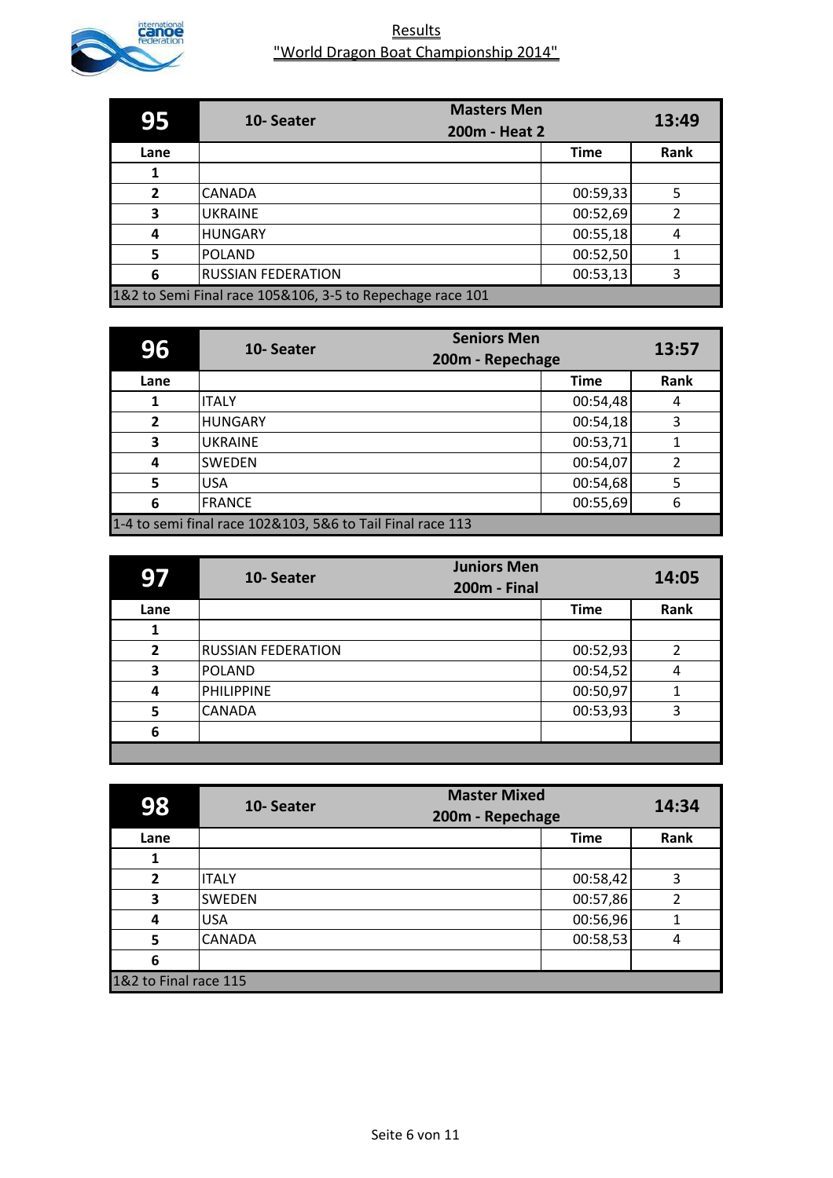# Results
## "World Dragon Boat Championship 2014"

| 95 | 10- Seater — Masters Men 200m - Heat 2 | | 13:49 |
|---|---|---|---|
| Lane | | Time | Rank |
| 1 | | | |
| 2 | CANADA | 00:59,33 | 5 |
| 3 | UKRAINE | 00:52,69 | 2 |
| 4 | HUNGARY | 00:55,18 | 4 |
| 5 | POLAND | 00:52,50 | 1 |
| 6 | RUSSIAN FEDERATION | 00:53,13 | 3 |
| 1&2 to Semi Final race 105&106, 3-5 to Repechage race 101 | | | |

| 96 | 10- Seater — Seniors Men 200m - Repechage | | 13:57 |
|---|---|---|---|
| Lane | | Time | Rank |
| 1 | ITALY | 00:54,48 | 4 |
| 2 | HUNGARY | 00:54,18 | 3 |
| 3 | UKRAINE | 00:53,71 | 1 |
| 4 | SWEDEN | 00:54,07 | 2 |
| 5 | USA | 00:54,68 | 5 |
| 6 | FRANCE | 00:55,69 | 6 |
| 1-4 to semi final race 102&103, 5&6 to Tail Final race 113 | | | |

| 97 | 10- Seater — Juniors Men 200m - Final | | 14:05 |
|---|---|---|---|
| Lane | | Time | Rank |
| 1 | | | |
| 2 | RUSSIAN FEDERATION | 00:52,93 | 2 |
| 3 | POLAND | 00:54,52 | 4 |
| 4 | PHILIPPINE | 00:50,97 | 1 |
| 5 | CANADA | 00:53,93 | 3 |
| 6 | | | |

| 98 | 10- Seater — Master Mixed 200m - Repechage | | 14:34 |
|---|---|---|---|
| Lane | | Time | Rank |
| 1 | | | |
| 2 | ITALY | 00:58,42 | 3 |
| 3 | SWEDEN | 00:57,86 | 2 |
| 4 | USA | 00:56,96 | 1 |
| 5 | CANADA | 00:58,53 | 4 |
| 6 | | | |
| 1&2 to Final race 115 | | | |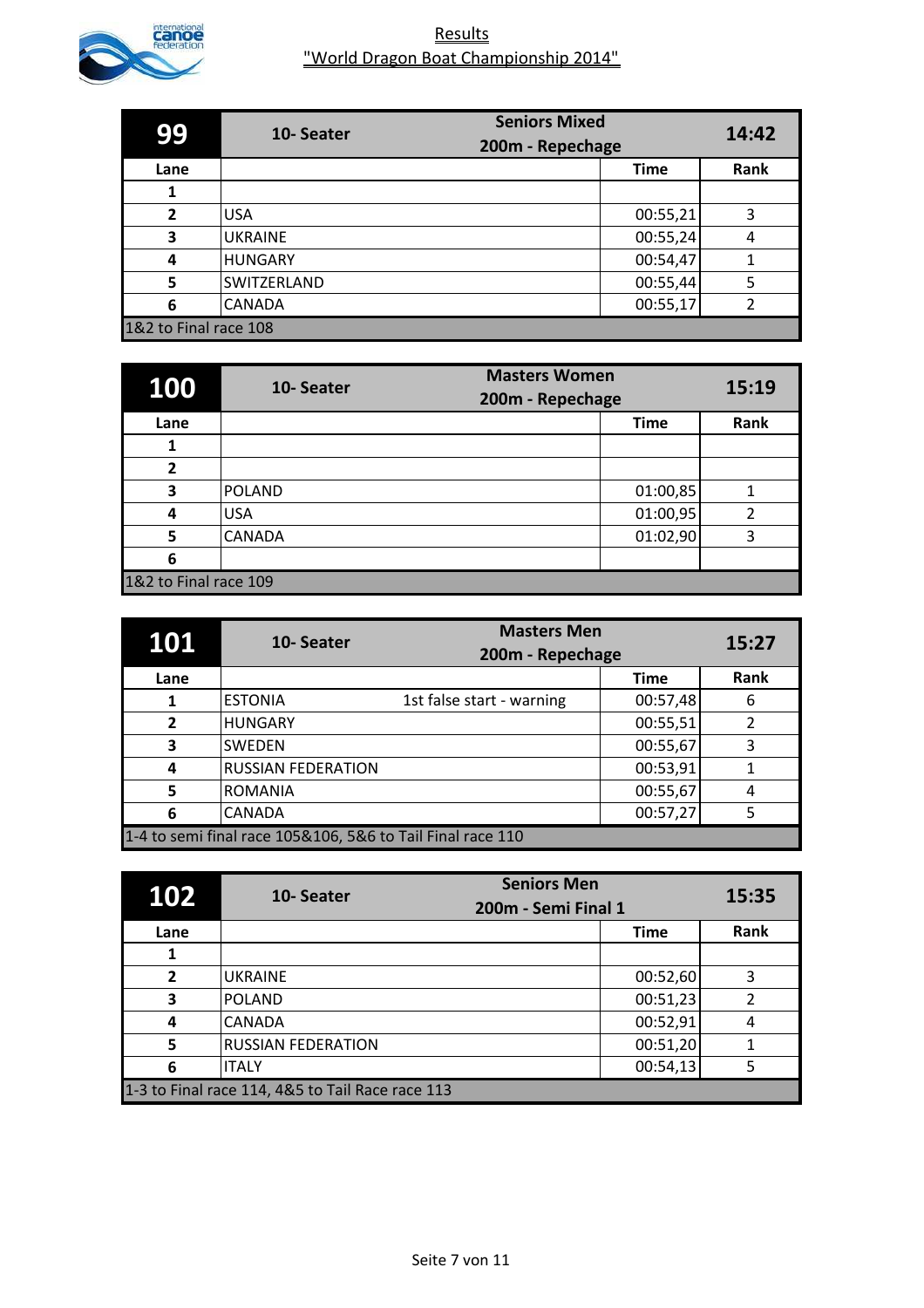# Results

## "World Dragon Boat Championship 2014"

| 99 | 10- Seater | Seniors Mixed 200m - Repechage | 14:42 |
|---|---|---|---|
| Lane | | Time | Rank |
| 1 | | | |
| 2 | USA | 00:55,21 | 3 |
| 3 | UKRAINE | 00:55,24 | 4 |
| 4 | HUNGARY | 00:54,47 | 1 |
| 5 | SWITZERLAND | 00:55,44 | 5 |
| 6 | CANADA | 00:55,17 | 2 |
| 1&2 to Final race 108 | | | |

| 100 | 10- Seater | Masters Women 200m - Repechage | 15:19 |
|---|---|---|---|
| Lane | | Time | Rank |
| 1 | | | |
| 2 | | | |
| 3 | POLAND | 01:00,85 | 1 |
| 4 | USA | 01:00,95 | 2 |
| 5 | CANADA | 01:02,90 | 3 |
| 6 | | | |
| 1&2 to Final race 109 | | | |

| 101 | 10- Seater | Masters Men 200m - Repechage | 15:27 |
|---|---|---|---|
| Lane | | Time | Rank |
| 1 | ESTONIA 1st false start - warning | 00:57,48 | 6 |
| 2 | HUNGARY | 00:55,51 | 2 |
| 3 | SWEDEN | 00:55,67 | 3 |
| 4 | RUSSIAN FEDERATION | 00:53,91 | 1 |
| 5 | ROMANIA | 00:55,67 | 4 |
| 6 | CANADA | 00:57,27 | 5 |
| 1-4 to semi final race 105&106, 5&6 to Tail Final race 110 | | | |

| 102 | 10- Seater | Seniors Men 200m - Semi Final 1 | 15:35 |
|---|---|---|---|
| Lane | | Time | Rank |
| 1 | | | |
| 2 | UKRAINE | 00:52,60 | 3 |
| 3 | POLAND | 00:51,23 | 2 |
| 4 | CANADA | 00:52,91 | 4 |
| 5 | RUSSIAN FEDERATION | 00:51,20 | 1 |
| 6 | ITALY | 00:54,13 | 5 |
| 1-3 to Final race 114, 4&5 to Tail Race race 113 | | | |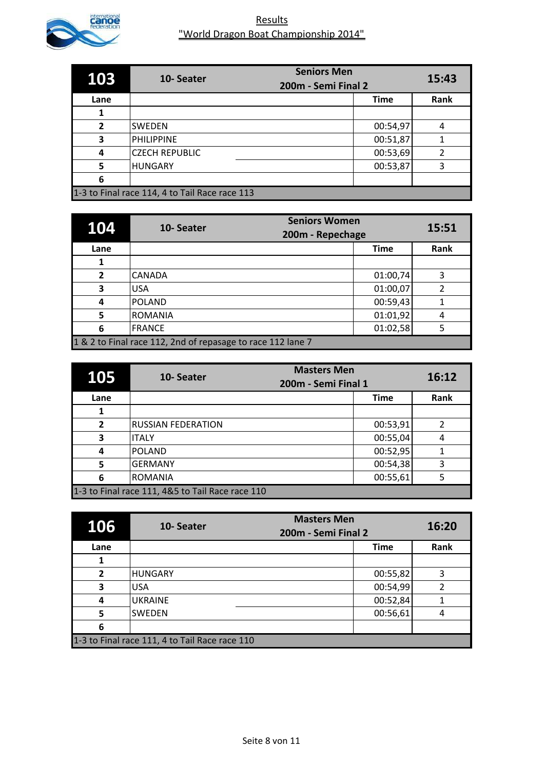## Results
## "World Dragon Boat Championship 2014"

| 103 | 10- Seater | Seniors Men 200m - Semi Final 2 | 15:43 |
|---|---|---|---|
| **Lane** | | **Time** | **Rank** |
| 1 | | | |
| 2 | SWEDEN | 00:54,97 | 4 |
| 3 | PHILIPPINE | 00:51,87 | 1 |
| 4 | CZECH REPUBLIC | 00:53,69 | 2 |
| 5 | HUNGARY | 00:53,87 | 3 |
| 6 | | | |
| 1-3 to Final race 114, 4 to Tail Race race 113 | | | |

| 104 | 10- Seater | Seniors Women 200m - Repechage | 15:51 |
|---|---|---|---|
| **Lane** | | **Time** | **Rank** |
| 1 | | | |
| 2 | CANADA | 01:00,74 | 3 |
| 3 | USA | 01:00,07 | 2 |
| 4 | POLAND | 00:59,43 | 1 |
| 5 | ROMANIA | 01:01,92 | 4 |
| 6 | FRANCE | 01:02,58 | 5 |
| 1 & 2 to Final race 112, 2nd of repasage to race 112 lane 7 | | | |

| 105 | 10- Seater | Masters Men 200m - Semi Final 1 | 16:12 |
|---|---|---|---|
| **Lane** | | **Time** | **Rank** |
| 1 | | | |
| 2 | RUSSIAN FEDERATION | 00:53,91 | 2 |
| 3 | ITALY | 00:55,04 | 4 |
| 4 | POLAND | 00:52,95 | 1 |
| 5 | GERMANY | 00:54,38 | 3 |
| 6 | ROMANIA | 00:55,61 | 5 |
| 1-3 to Final race 111, 4&5 to Tail Race race 110 | | | |

| 106 | 10- Seater | Masters Men 200m - Semi Final 2 | 16:20 |
|---|---|---|---|
| **Lane** | | **Time** | **Rank** |
| 1 | | | |
| 2 | HUNGARY | 00:55,82 | 3 |
| 3 | USA | 00:54,99 | 2 |
| 4 | UKRAINE | 00:52,84 | 1 |
| 5 | SWEDEN | 00:56,61 | 4 |
| 6 | | | |
| 1-3 to Final race 111, 4 to Tail Race race 110 | | | |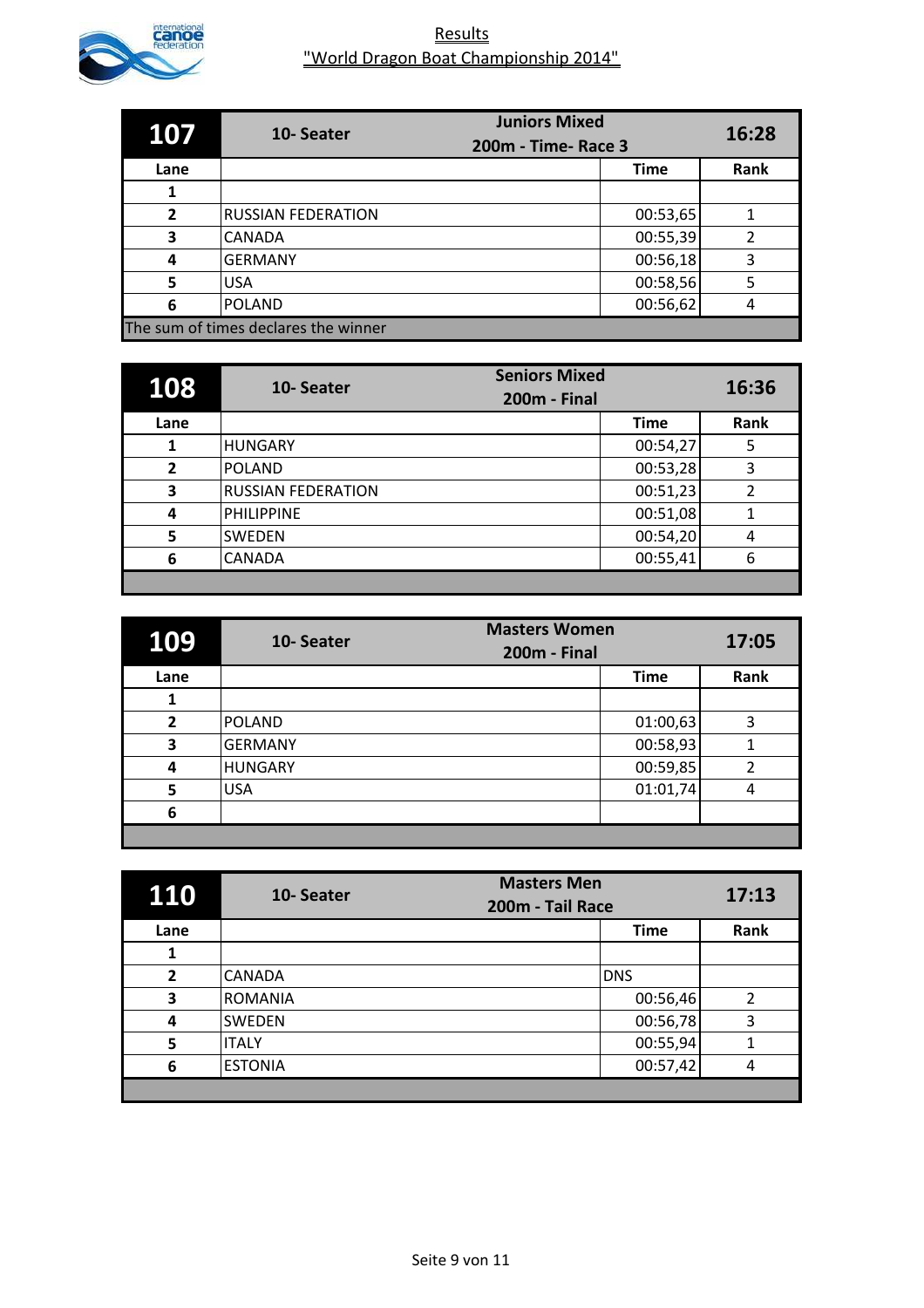# Results

## "World Dragon Boat Championship 2014"

| 107 | 10- Seater | Juniors Mixed 200m - Time- Race 3 | 16:28 |
|---|---|---|---|
| **Lane** | | **Time** | **Rank** |
| 1 | | | |
| 2 | RUSSIAN FEDERATION | 00:53,65 | 1 |
| 3 | CANADA | 00:55,39 | 2 |
| 4 | GERMANY | 00:56,18 | 3 |
| 5 | USA | 00:58,56 | 5 |
| 6 | POLAND | 00:56,62 | 4 |
| The sum of times declares the winner | | | |

| 108 | 10- Seater | Seniors Mixed 200m - Final | 16:36 |
|---|---|---|---|
| **Lane** | | **Time** | **Rank** |
| 1 | HUNGARY | 00:54,27 | 5 |
| 2 | POLAND | 00:53,28 | 3 |
| 3 | RUSSIAN FEDERATION | 00:51,23 | 2 |
| 4 | PHILIPPINE | 00:51,08 | 1 |
| 5 | SWEDEN | 00:54,20 | 4 |
| 6 | CANADA | 00:55,41 | 6 |

| 109 | 10- Seater | Masters Women 200m - Final | 17:05 |
|---|---|---|---|
| **Lane** | | **Time** | **Rank** |
| 1 | | | |
| 2 | POLAND | 01:00,63 | 3 |
| 3 | GERMANY | 00:58,93 | 1 |
| 4 | HUNGARY | 00:59,85 | 2 |
| 5 | USA | 01:01,74 | 4 |
| 6 | | | |

| 110 | 10- Seater | Masters Men 200m - Tail Race | 17:13 |
|---|---|---|---|
| **Lane** | | **Time** | **Rank** |
| 1 | | | |
| 2 | CANADA | DNS | |
| 3 | ROMANIA | 00:56,46 | 2 |
| 4 | SWEDEN | 00:56,78 | 3 |
| 5 | ITALY | 00:55,94 | 1 |
| 6 | ESTONIA | 00:57,42 | 4 |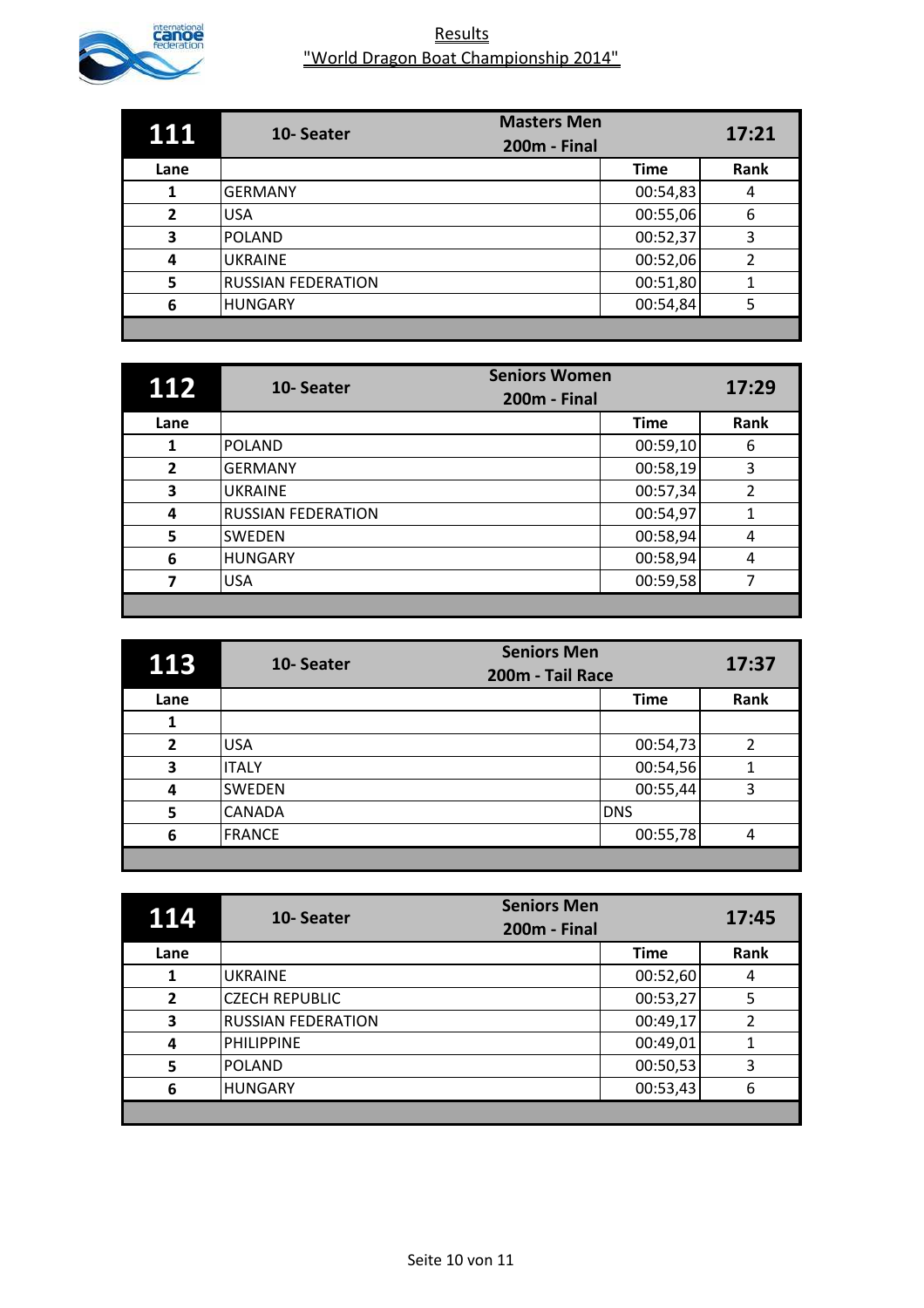Results

"World Dragon Boat Championship 2014"

| 111 | 10- Seater | Masters Men 200m - Final | 17:21 |
|---|---|---|---|
| Lane | | Time | Rank |
| 1 | GERMANY | 00:54,83 | 4 |
| 2 | USA | 00:55,06 | 6 |
| 3 | POLAND | 00:52,37 | 3 |
| 4 | UKRAINE | 00:52,06 | 2 |
| 5 | RUSSIAN FEDERATION | 00:51,80 | 1 |
| 6 | HUNGARY | 00:54,84 | 5 |

| 112 | 10- Seater | Seniors Women 200m - Final | 17:29 |
|---|---|---|---|
| Lane | | Time | Rank |
| 1 | POLAND | 00:59,10 | 6 |
| 2 | GERMANY | 00:58,19 | 3 |
| 3 | UKRAINE | 00:57,34 | 2 |
| 4 | RUSSIAN FEDERATION | 00:54,97 | 1 |
| 5 | SWEDEN | 00:58,94 | 4 |
| 6 | HUNGARY | 00:58,94 | 4 |
| 7 | USA | 00:59,58 | 7 |

| 113 | 10- Seater | Seniors Men 200m - Tail Race | 17:37 |
|---|---|---|---|
| Lane | | Time | Rank |
| 1 | | | |
| 2 | USA | 00:54,73 | 2 |
| 3 | ITALY | 00:54,56 | 1 |
| 4 | SWEDEN | 00:55,44 | 3 |
| 5 | CANADA | DNS | |
| 6 | FRANCE | 00:55,78 | 4 |

| 114 | 10- Seater | Seniors Men 200m - Final | 17:45 |
|---|---|---|---|
| Lane | | Time | Rank |
| 1 | UKRAINE | 00:52,60 | 4 |
| 2 | CZECH REPUBLIC | 00:53,27 | 5 |
| 3 | RUSSIAN FEDERATION | 00:49,17 | 2 |
| 4 | PHILIPPINE | 00:49,01 | 1 |
| 5 | POLAND | 00:50,53 | 3 |
| 6 | HUNGARY | 00:53,43 | 6 |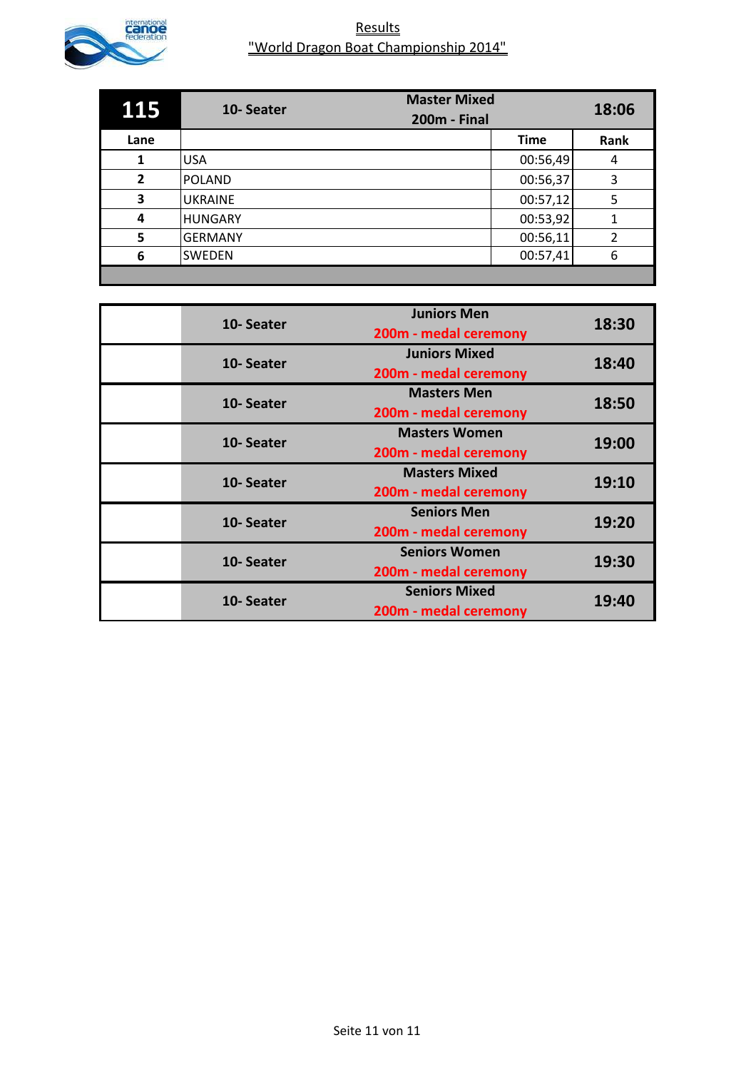Results

"World Dragon Boat Championship 2014"

| 115 | 10- Seater | Master Mixed 200m - Final | 18:06 |
|---|---|---|---|
| Lane | | Time | Rank |
| 1 | USA | 00:56,49 | 4 |
| 2 | POLAND | 00:56,37 | 3 |
| 3 | UKRAINE | 00:57,12 | 5 |
| 4 | HUNGARY | 00:53,92 | 1 |
| 5 | GERMANY | 00:56,11 | 2 |
| 6 | SWEDEN | 00:57,41 | 6 |

| | | | |
|---|---|---|---|
| | 10- Seater | Juniors Men 200m - medal ceremony | 18:30 |
| | 10- Seater | Juniors Mixed 200m - medal ceremony | 18:40 |
| | 10- Seater | Masters Men 200m - medal ceremony | 18:50 |
| | 10- Seater | Masters Women 200m - medal ceremony | 19:00 |
| | 10- Seater | Masters Mixed 200m - medal ceremony | 19:10 |
| | 10- Seater | Seniors Men 200m - medal ceremony | 19:20 |
| | 10- Seater | Seniors Women 200m - medal ceremony | 19:30 |
| | 10- Seater | Seniors Mixed 200m - medal ceremony | 19:40 |